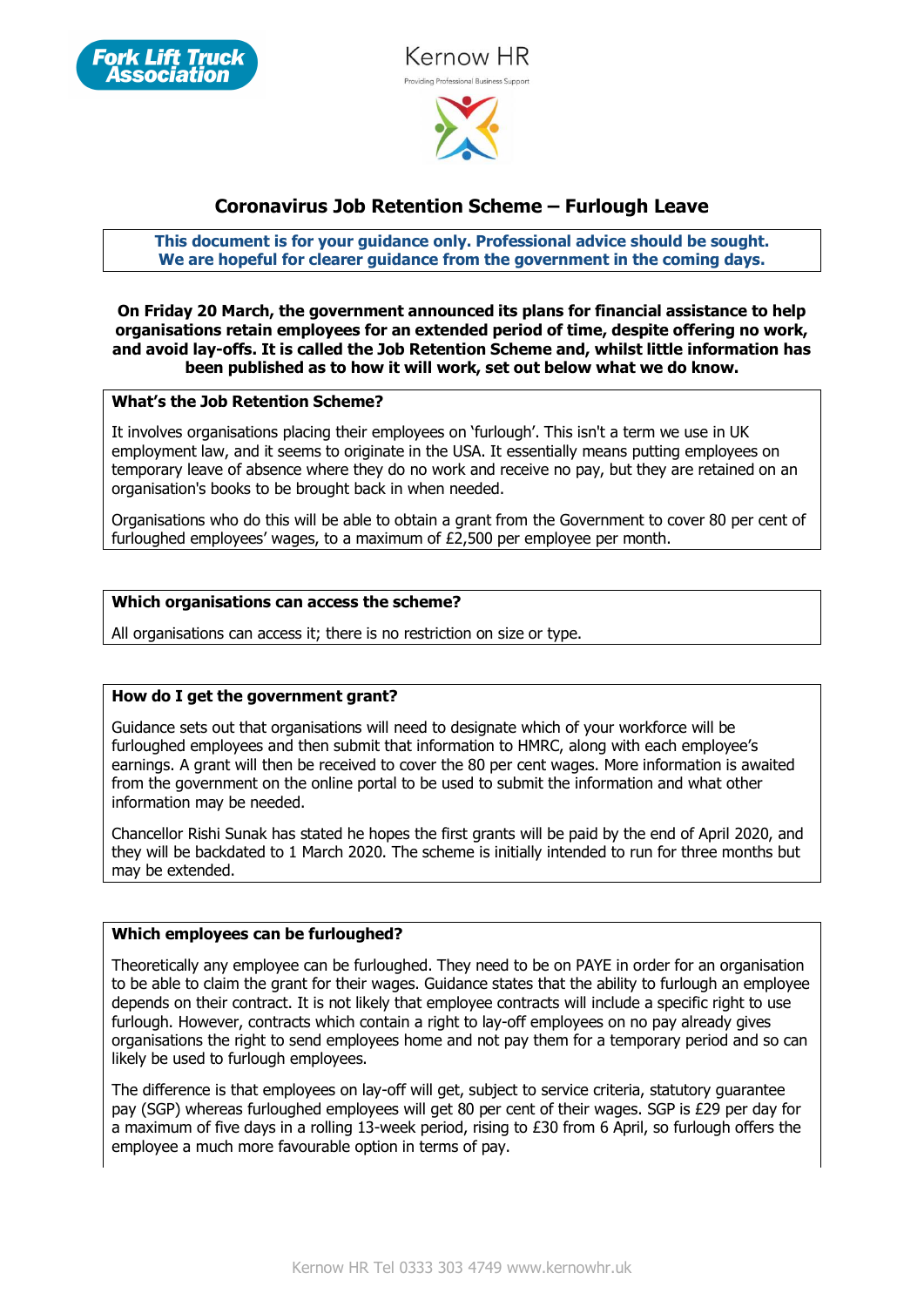# Coronavirus Job Retention Scheme – Furlough Leave

**This document is for your guidance only. Professional advice should be sought.**
**We are hopeful for clearer guidance from the government in the coming days.**

**On Friday 20 March, the government announced its plans for financial assistance to help organisations retain employees for an extended period of time, despite offering no work, and avoid lay-offs. It is called the Job Retention Scheme and, whilst little information has been published as to how it will work, set out below what we do know.**

## What's the Job Retention Scheme?

It involves organisations placing their employees on 'furlough'. This isn't a term we use in UK employment law, and it seems to originate in the USA. It essentially means putting employees on temporary leave of absence where they do no work and receive no pay, but they are retained on an organisation's books to be brought back in when needed.

Organisations who do this will be able to obtain a grant from the Government to cover 80 per cent of furloughed employees' wages, to a maximum of £2,500 per employee per month.

## Which organisations can access the scheme?

All organisations can access it; there is no restriction on size or type.

## How do I get the government grant?

Guidance sets out that organisations will need to designate which of your workforce will be furloughed employees and then submit that information to HMRC, along with each employee's earnings. A grant will then be received to cover the 80 per cent wages. More information is awaited from the government on the online portal to be used to submit the information and what other information may be needed.

Chancellor Rishi Sunak has stated he hopes the first grants will be paid by the end of April 2020, and they will be backdated to 1 March 2020. The scheme is initially intended to run for three months but may be extended.

## Which employees can be furloughed?

Theoretically any employee can be furloughed. They need to be on PAYE in order for an organisation to be able to claim the grant for their wages. Guidance states that the ability to furlough an employee depends on their contract. It is not likely that employee contracts will include a specific right to use furlough. However, contracts which contain a right to lay-off employees on no pay already gives organisations the right to send employees home and not pay them for a temporary period and so can likely be used to furlough employees.

The difference is that employees on lay-off will get, subject to service criteria, statutory guarantee pay (SGP) whereas furloughed employees will get 80 per cent of their wages. SGP is £29 per day for a maximum of five days in a rolling 13-week period, rising to £30 from 6 April, so furlough offers the employee a much more favourable option in terms of pay.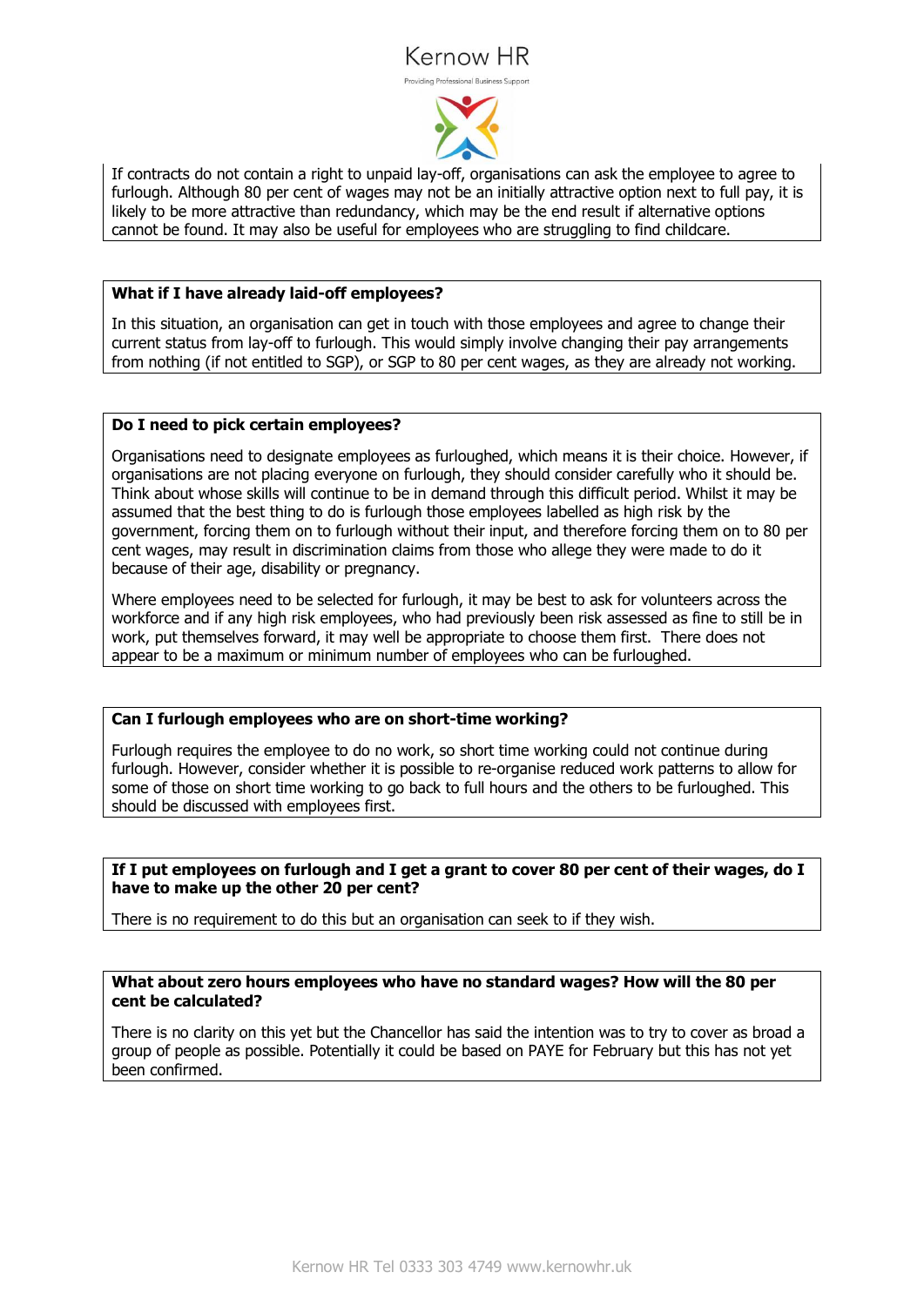If contracts do not contain a right to unpaid lay-off, organisations can ask the employee to agree to furlough. Although 80 per cent of wages may not be an initially attractive option next to full pay, it is likely to be more attractive than redundancy, which may be the end result if alternative options cannot be found. It may also be useful for employees who are struggling to find childcare.

**What if I have already laid-off employees?**

In this situation, an organisation can get in touch with those employees and agree to change their current status from lay-off to furlough. This would simply involve changing their pay arrangements from nothing (if not entitled to SGP), or SGP to 80 per cent wages, as they are already not working.

**Do I need to pick certain employees?**

Organisations need to designate employees as furloughed, which means it is their choice. However, if organisations are not placing everyone on furlough, they should consider carefully who it should be. Think about whose skills will continue to be in demand through this difficult period. Whilst it may be assumed that the best thing to do is furlough those employees labelled as high risk by the government, forcing them on to furlough without their input, and therefore forcing them on to 80 per cent wages, may result in discrimination claims from those who allege they were made to do it because of their age, disability or pregnancy.

Where employees need to be selected for furlough, it may be best to ask for volunteers across the workforce and if any high risk employees, who had previously been risk assessed as fine to still be in work, put themselves forward, it may well be appropriate to choose them first. There does not appear to be a maximum or minimum number of employees who can be furloughed.

**Can I furlough employees who are on short-time working?**

Furlough requires the employee to do no work, so short time working could not continue during furlough. However, consider whether it is possible to re-organise reduced work patterns to allow for some of those on short time working to go back to full hours and the others to be furloughed. This should be discussed with employees first.

**If I put employees on furlough and I get a grant to cover 80 per cent of their wages, do I have to make up the other 20 per cent?**

There is no requirement to do this but an organisation can seek to if they wish.

**What about zero hours employees who have no standard wages? How will the 80 per cent be calculated?**

There is no clarity on this yet but the Chancellor has said the intention was to try to cover as broad a group of people as possible. Potentially it could be based on PAYE for February but this has not yet been confirmed.